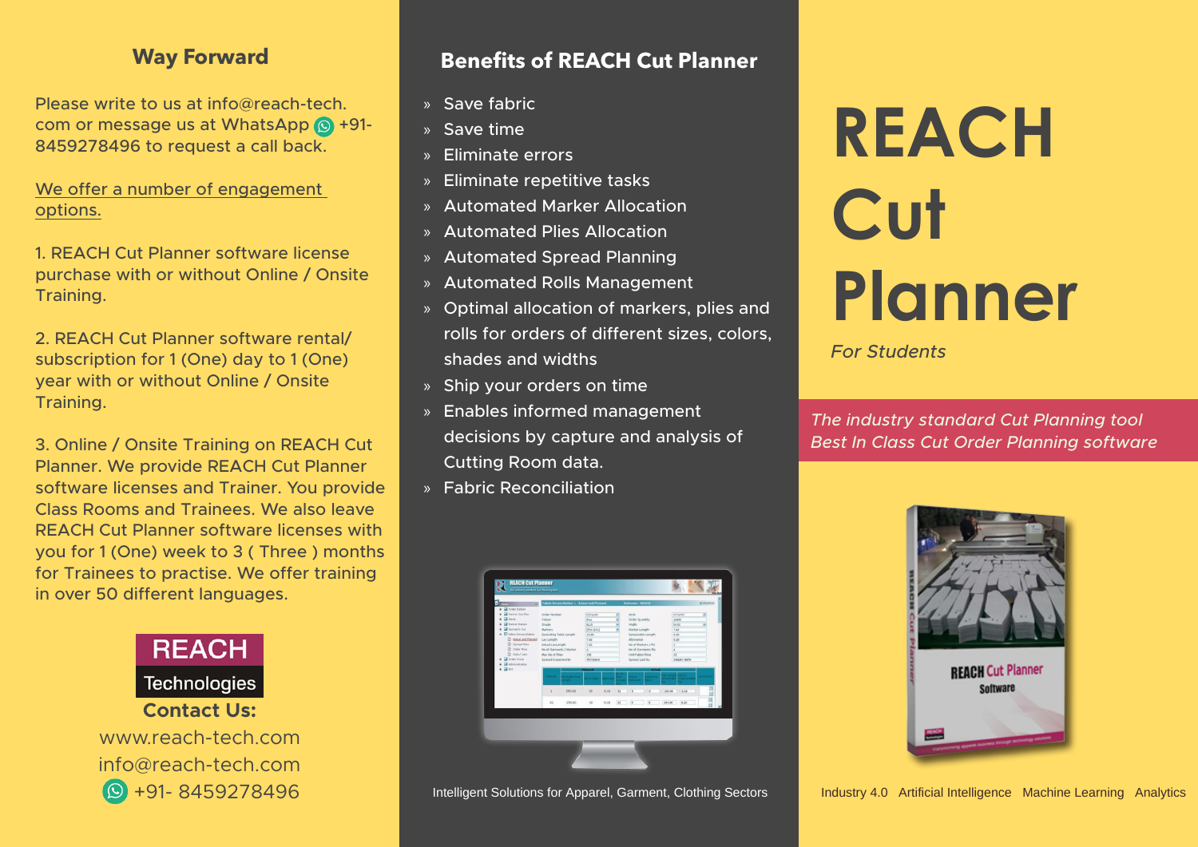## Way Forward

Please write to us at info@reach-tech.com or message us at WhatsApp +91-8459278496 to request a call back.

We offer a number of engagement options.

1. REACH Cut Planner software license purchase with or without Online / Onsite Training.

2. REACH Cut Planner software rental/ subscription for 1 (One) day to 1 (One) year with or without Online / Onsite Training.

3. Online / Onsite Training on REACH Cut Planner. We provide REACH Cut Planner software licenses and Trainer. You provide Class Rooms and Trainees. We also leave REACH Cut Planner software licenses with you for 1 (One) week to 3 ( Three ) months for Trainees to practise. We offer training in over 50 different languages.

REACH Technologies

**Contact Us:**

www.reach-tech.com

info@reach-tech.com

+91- 8459278496

## Benefits of REACH Cut Planner

- Save fabric
- Save time
- Eliminate errors
- Eliminate repetitive tasks
- Automated Marker Allocation
- Automated Plies Allocation
- Automated Spread Planning
- Automated Rolls Management
- Optimal allocation of markers, plies and rolls for orders of different sizes, colors, shades and widths
- Ship your orders on time
- Enables informed management decisions by capture and analysis of Cutting Room data.
- Fabric Reconciliation

Intelligent Solutions for Apparel, Garment, Clothing Sectors

# REACH Cut Planner

*For Students*

*The industry standard Cut Planning tool*
*Best In Class Cut Order Planning software*

Industry 4.0 Artificial Intelligence Machine Learning Analytics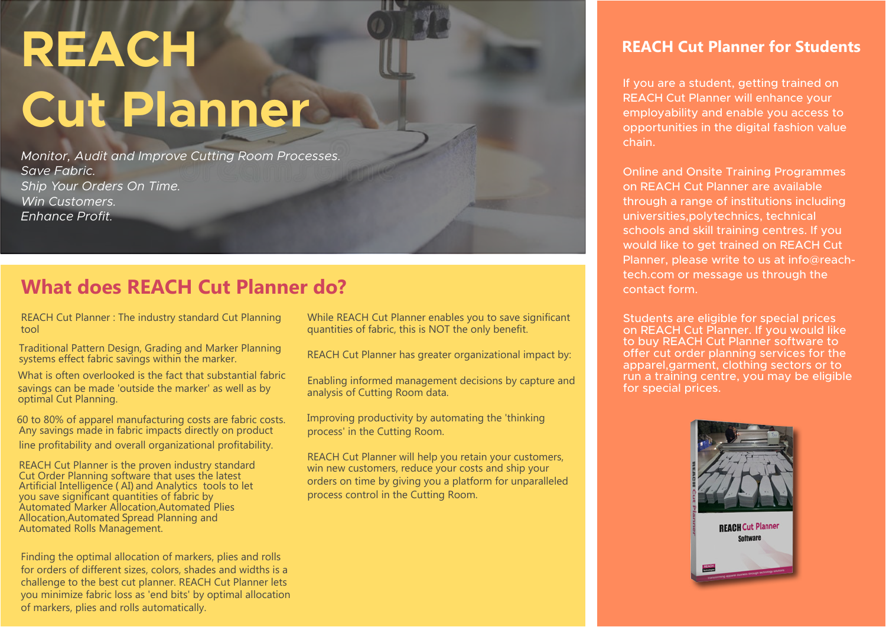# REACH Cut Planner

*Monitor, Audit and Improve Cutting Room Processes.*
*Save Fabric.*
*Ship Your Orders On Time.*
*Win Customers.*
*Enhance Profit.*

## What does REACH Cut Planner do?

REACH Cut Planner : The industry standard Cut Planning tool

Traditional Pattern Design, Grading and Marker Planning systems effect fabric savings within the marker.

What is often overlooked is the fact that substantial fabric savings can be made 'outside the marker' as well as by optimal Cut Planning.

60 to 80% of apparel manufacturing costs are fabric costs. Any savings made in fabric impacts directly on product line profitability and overall organizational profitability.

REACH Cut Planner is the proven industry standard Cut Order Planning software that uses the latest Artificial Intelligence ( AI) and Analytics tools to let you save significant quantities of fabric by Automated Marker Allocation,Automated Plies Allocation,Automated Spread Planning and Automated Rolls Management.

Finding the optimal allocation of markers, plies and rolls for orders of different sizes, colors, shades and widths is a challenge to the best cut planner. REACH Cut Planner lets you minimize fabric loss as 'end bits' by optimal allocation of markers, plies and rolls automatically.

While REACH Cut Planner enables you to save significant quantities of fabric, this is NOT the only benefit.

REACH Cut Planner has greater organizational impact by:

Enabling informed management decisions by capture and analysis of Cutting Room data.

Improving productivity by automating the 'thinking process' in the Cutting Room.

REACH Cut Planner will help you retain your customers, win new customers, reduce your costs and ship your orders on time by giving you a platform for unparalleled process control in the Cutting Room.

## REACH Cut Planner for Students

If you are a student, getting trained on REACH Cut Planner will enhance your employability and enable you access to opportunities in the digital fashion value chain.

Online and Onsite Training Programmes on REACH Cut Planner are available through a range of institutions including universities,polytechnics, technical schools and skill training centres. If you would like to get trained on REACH Cut Planner, please write to us at info@reach-tech.com or message us through the contact form.

Students are eligible for special prices on REACH Cut Planner. If you would like to buy REACH Cut Planner software to offer cut order planning services for the apparel,garment, clothing sectors or to run a training centre, you may be eligible for special prices.